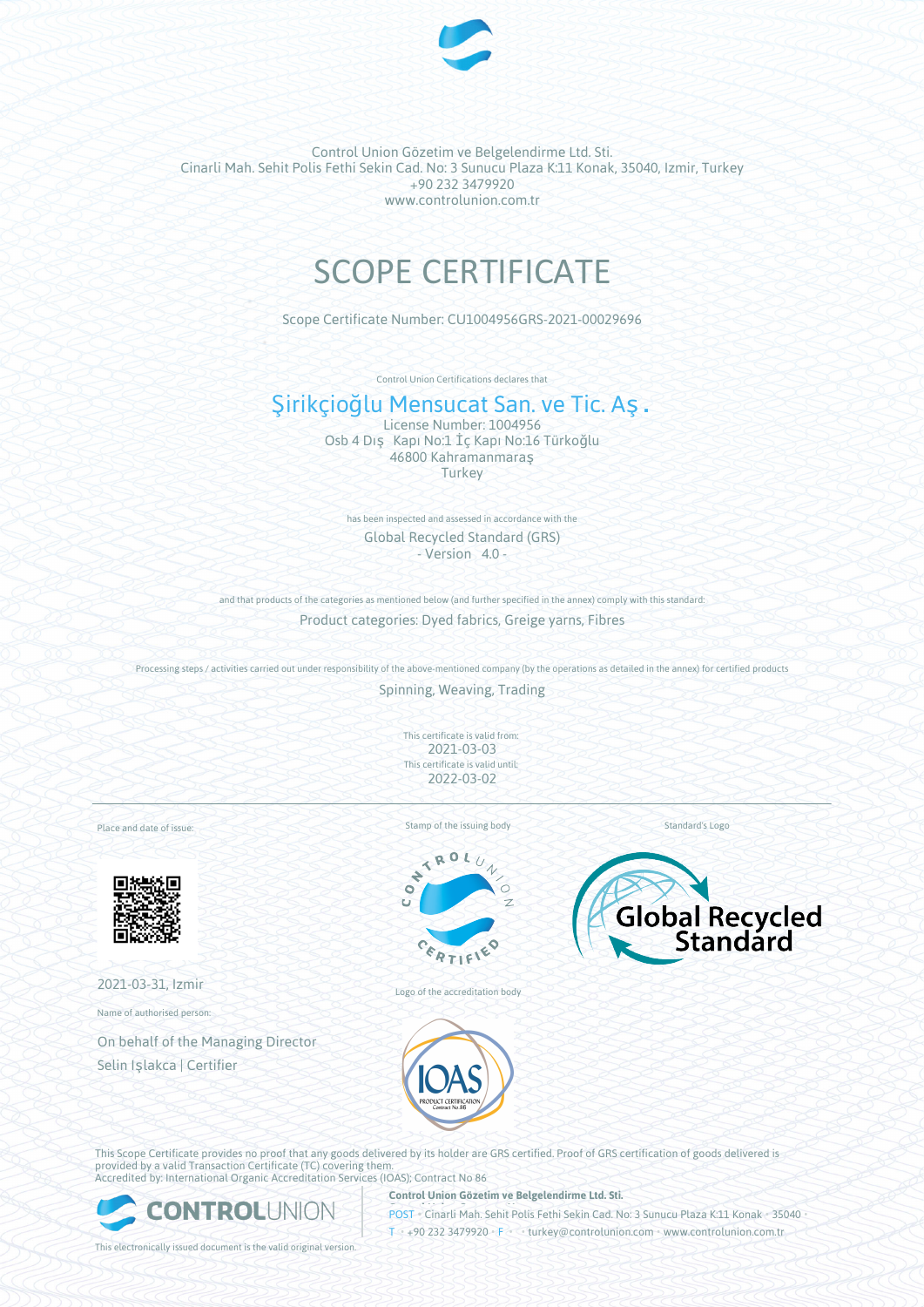Control Union Gözetim ve Belgelendirme Ltd. Sti.
Cinarli Mah. Sehit Polis Fethi Sekin Cad. No: 3 Sunucu Plaza K:11 Konak, 35040, Izmir, Turkey
+90 232 3479920
www.controlunion.com.tr

# SCOPE CERTIFICATE

Scope Certificate Number: CU1004956GRS-2021-00029696

Control Union Certifications declares that

## Şirikçioğlu Mensucat San. ve Tic. Aş .

License Number: 1004956
Osb 4 Dış Kapı No:1 İç Kapı No:16 Türkoğlu
46800 Kahramanmaraş
Turkey

has been inspected and assessed in accordance with the

Global Recycled Standard (GRS)
\- Version 4.0 -

and that products of the categories as mentioned below (and further specified in the annex) comply with this standard:

Product categories: Dyed fabrics, Greige yarns, Fibres

Processing steps / activities carried out under responsibility of the above-mentioned company (by the operations as detailed in the annex) for certified products

Spinning, Weaving, Trading

This certificate is valid from:
2021-03-03
This certificate is valid until:
2022-03-02

Place and date of issue:

2021-03-31, Izmir

Name of authorised person:

On behalf of the Managing Director
Selin Işlakca | Certifier

Stamp of the issuing body

Logo of the accreditation body

Standard's Logo

This Scope Certificate provides no proof that any goods delivered by its holder are GRS certified. Proof of GRS certification of goods delivered is provided by a valid Transaction Certificate (TC) covering them.
Accredited by: International Organic Accreditation Services (IOAS); Contract No 86

**Control Union Gözetim ve Belgelendirme Ltd. Sti.**
POST • Cinarli Mah. Sehit Polis Fethi Sekin Cad. No: 3 Sunucu Plaza K:11 Konak • 35040 •
T • +90 232 3479920 • F • • turkey@controlunion.com • www.controlunion.com.tr

This electronically issued document is the valid original version.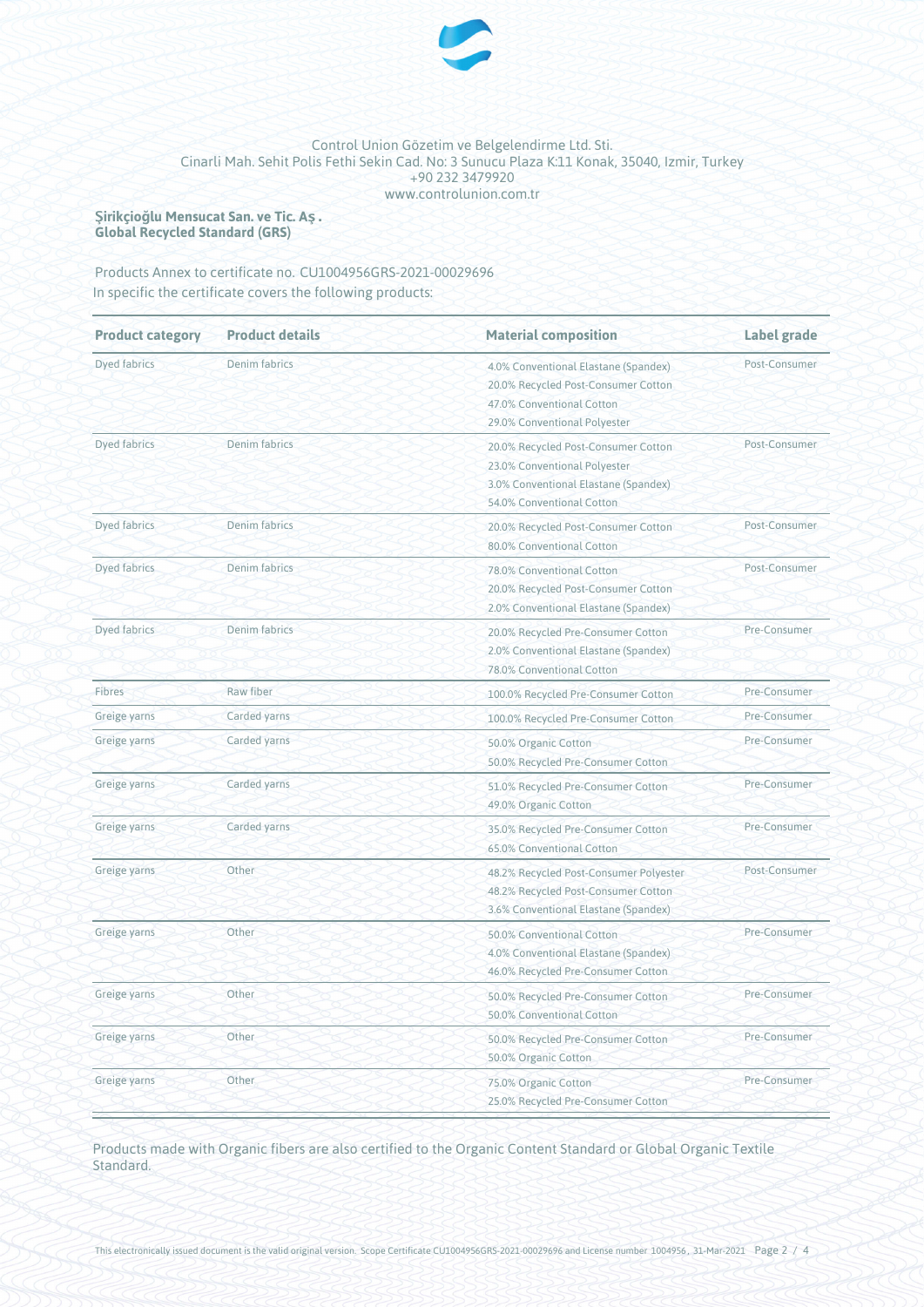Control Union Gözetim ve Belgelendirme Ltd. Sti.
Cinarli Mah. Sehit Polis Fethi Sekin Cad. No: 3 Sunucu Plaza K:11 Konak, 35040, Izmir, Turkey
+90 232 3479920
www.controlunion.com.tr

**Şirikçioğlu Mensucat San. ve Tic. Aş .**
**Global Recycled Standard (GRS)**

Products Annex to certificate no. CU1004956GRS-2021-00029696
In specific the certificate covers the following products:

| Product category | Product details | Material composition | Label grade |
|---|---|---|---|
| Dyed fabrics | Denim fabrics | 4.0% Conventional Elastane (Spandex)<br>20.0% Recycled Post-Consumer Cotton<br>47.0% Conventional Cotton<br>29.0% Conventional Polyester | Post-Consumer |
| Dyed fabrics | Denim fabrics | 20.0% Recycled Post-Consumer Cotton<br>23.0% Conventional Polyester<br>3.0% Conventional Elastane (Spandex)<br>54.0% Conventional Cotton | Post-Consumer |
| Dyed fabrics | Denim fabrics | 20.0% Recycled Post-Consumer Cotton<br>80.0% Conventional Cotton | Post-Consumer |
| Dyed fabrics | Denim fabrics | 78.0% Conventional Cotton<br>20.0% Recycled Post-Consumer Cotton<br>2.0% Conventional Elastane (Spandex) | Post-Consumer |
| Dyed fabrics | Denim fabrics | 20.0% Recycled Pre-Consumer Cotton<br>2.0% Conventional Elastane (Spandex)<br>78.0% Conventional Cotton | Pre-Consumer |
| Fibres | Raw fiber | 100.0% Recycled Pre-Consumer Cotton | Pre-Consumer |
| Greige yarns | Carded yarns | 100.0% Recycled Pre-Consumer Cotton | Pre-Consumer |
| Greige yarns | Carded yarns | 50.0% Organic Cotton<br>50.0% Recycled Pre-Consumer Cotton | Pre-Consumer |
| Greige yarns | Carded yarns | 51.0% Recycled Pre-Consumer Cotton<br>49.0% Organic Cotton | Pre-Consumer |
| Greige yarns | Carded yarns | 35.0% Recycled Pre-Consumer Cotton<br>65.0% Conventional Cotton | Pre-Consumer |
| Greige yarns | Other | 48.2% Recycled Post-Consumer Polyester<br>48.2% Recycled Post-Consumer Cotton<br>3.6% Conventional Elastane (Spandex) | Post-Consumer |
| Greige yarns | Other | 50.0% Conventional Cotton<br>4.0% Conventional Elastane (Spandex)<br>46.0% Recycled Pre-Consumer Cotton | Pre-Consumer |
| Greige yarns | Other | 50.0% Recycled Pre-Consumer Cotton<br>50.0% Conventional Cotton | Pre-Consumer |
| Greige yarns | Other | 50.0% Recycled Pre-Consumer Cotton<br>50.0% Organic Cotton | Pre-Consumer |
| Greige yarns | Other | 75.0% Organic Cotton<br>25.0% Recycled Pre-Consumer Cotton | Pre-Consumer |

Products made with Organic fibers are also certified to the Organic Content Standard or Global Organic Textile Standard.

This electronically issued document is the valid original version. Scope Certificate CU1004956GRS-2021-00029696 and License number 1004956, 31-Mar-2021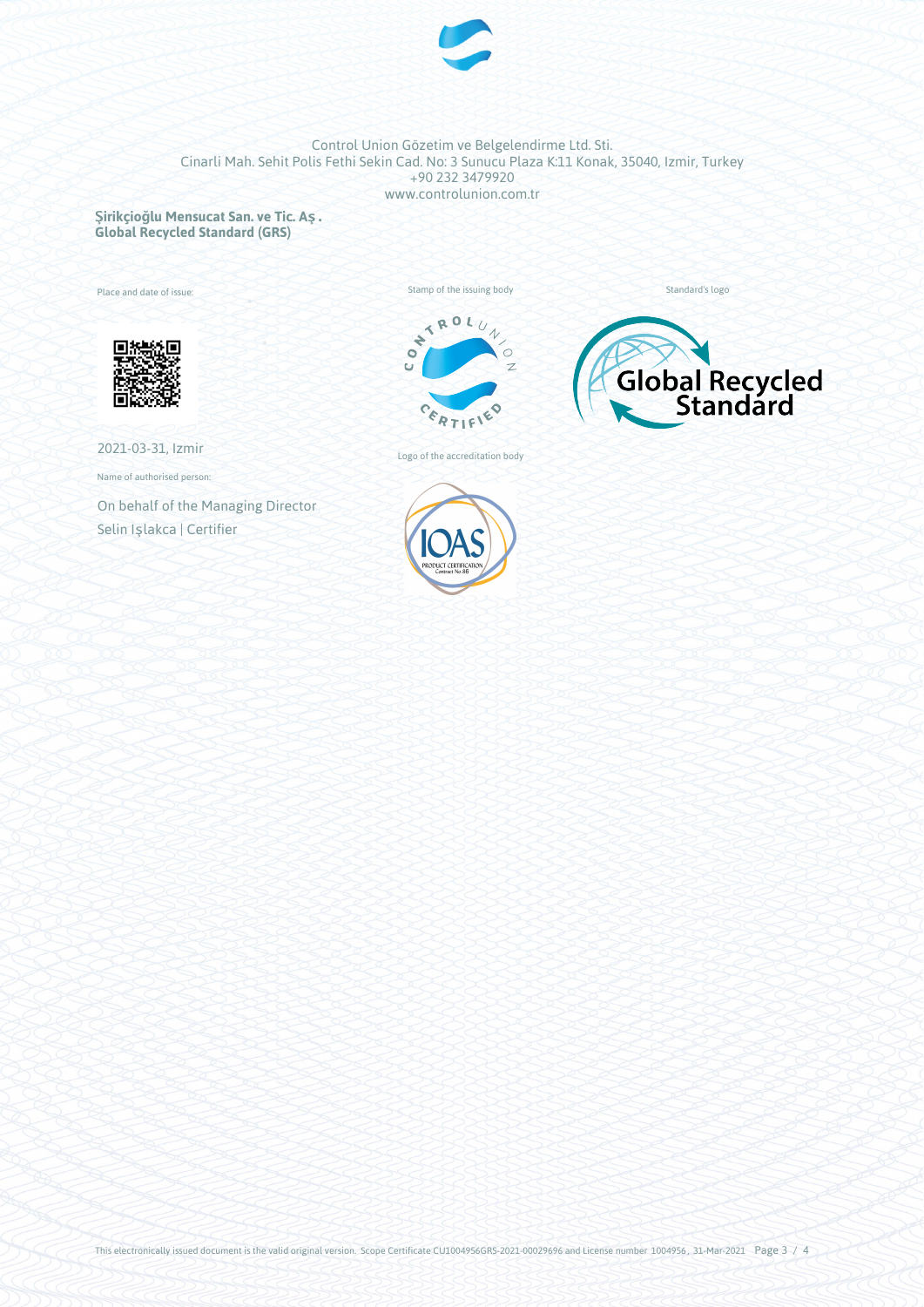Control Union Gözetim ve Belgelendirme Ltd. Sti.
Cinarli Mah. Sehit Polis Fethi Sekin Cad. No: 3 Sunucu Plaza K:11 Konak, 35040, Izmir, Turkey
+90 232 3479920
www.controlunion.com.tr

**Şirikçioğlu Mensucat San. ve Tic. Aş .**
**Global Recycled Standard (GRS)**

Place and date of issue:

2021-03-31, Izmir

Name of authorised person:

On behalf of the Managing Director
Selin Işlakca | Certifier

Stamp of the issuing body

Logo of the accreditation body

Standard's logo

This electronically issued document is the valid original version. Scope Certificate CU1004956GRS-2021-00029696 and License number 1004956, 31-Mar-2021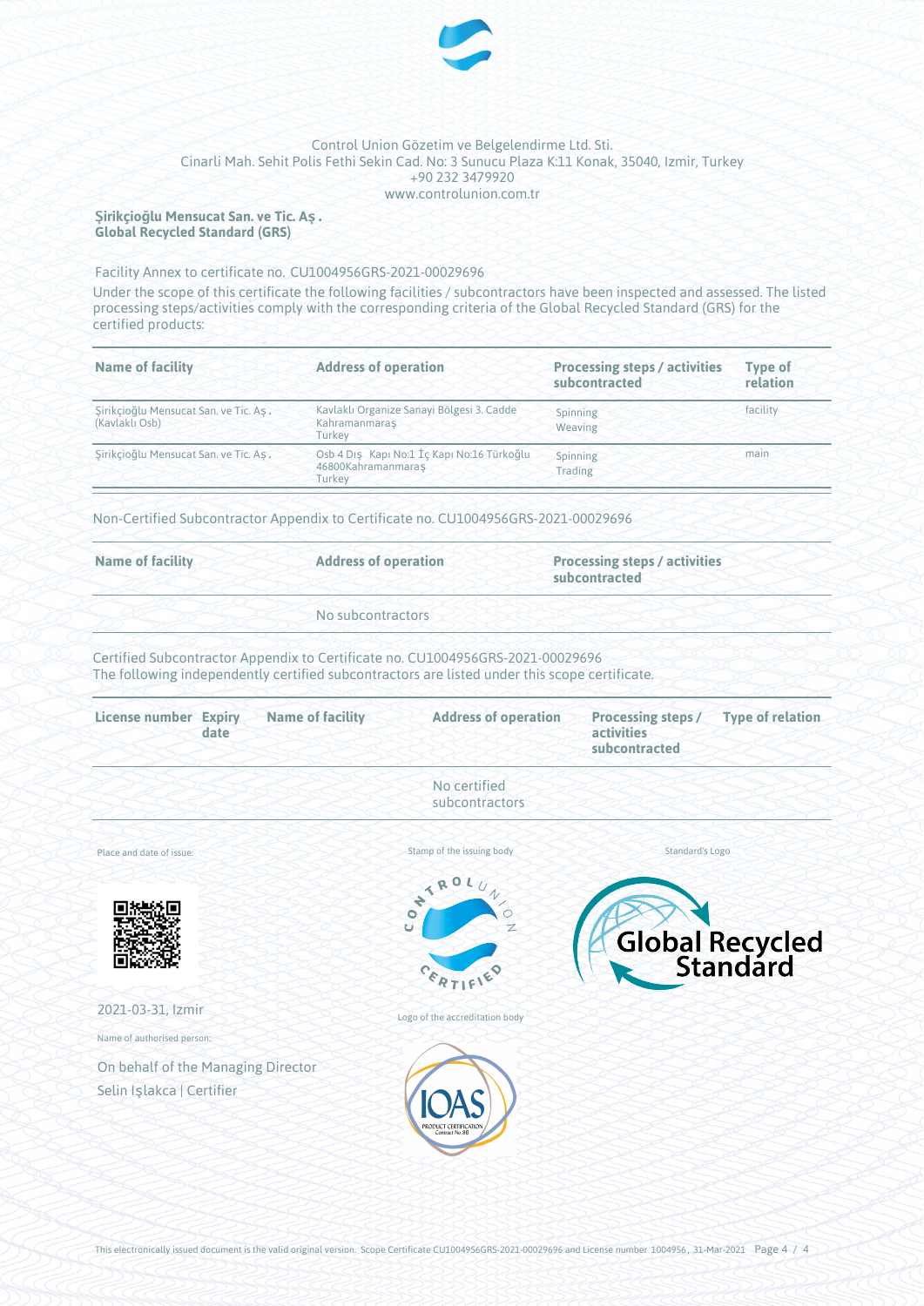Control Union Gözetim ve Belgelendirme Ltd. Sti.
Cinarli Mah. Sehit Polis Fethi Sekin Cad. No: 3 Sunucu Plaza K:11 Konak, 35040, Izmir, Turkey
+90 232 3479920
www.controlunion.com.tr

**Şirikçioğlu Mensucat San. ve Tic. Aş .**
**Global Recycled Standard (GRS)**

Facility Annex to certificate no. CU1004956GRS-2021-00029696

Under the scope of this certificate the following facilities / subcontractors have been inspected and assessed. The listed processing steps/activities comply with the corresponding criteria of the Global Recycled Standard (GRS) for the certified products:

| Name of facility | Address of operation | Processing steps / activities subcontracted | Type of relation |
|---|---|---|---|
| Şirikçioğlu Mensucat San. ve Tic. Aş . (Kavlaklı Osb) | Kavlaklı Organize Sanayi Bölgesi 3. Cadde Kahramanmaraş Turkey | Spinning Weaving | facility |
| Şirikçioğlu Mensucat San. ve Tic. Aş . | Osb 4 Dış Kapı No:1 İç Kapı No:16 Türkoğlu 46800Kahramanmaraş Turkey | Spinning Trading | main |

Non-Certified Subcontractor Appendix to Certificate no. CU1004956GRS-2021-00029696

| Name of facility | Address of operation | Processing steps / activities subcontracted |
|---|---|---|
| | No subcontractors | |

Certified Subcontractor Appendix to Certificate no. CU1004956GRS-2021-00029696
The following independently certified subcontractors are listed under this scope certificate.

| License number | Expiry date | Name of facility | Address of operation | Processing steps / activities subcontracted | Type of relation |
|---|---|---|---|---|---|
| | | | No certified subcontractors | | |

Place and date of issue:

2021-03-31, Izmir

Name of authorised person:

On behalf of the Managing Director
Selin Işlakca | Certifier

Stamp of the issuing body

Standard's Logo

Logo of the accreditation body

This electronically issued document is the valid original version. Scope Certificate CU1004956GRS-2021-00029696 and License number 1004956, 31-Mar-2021